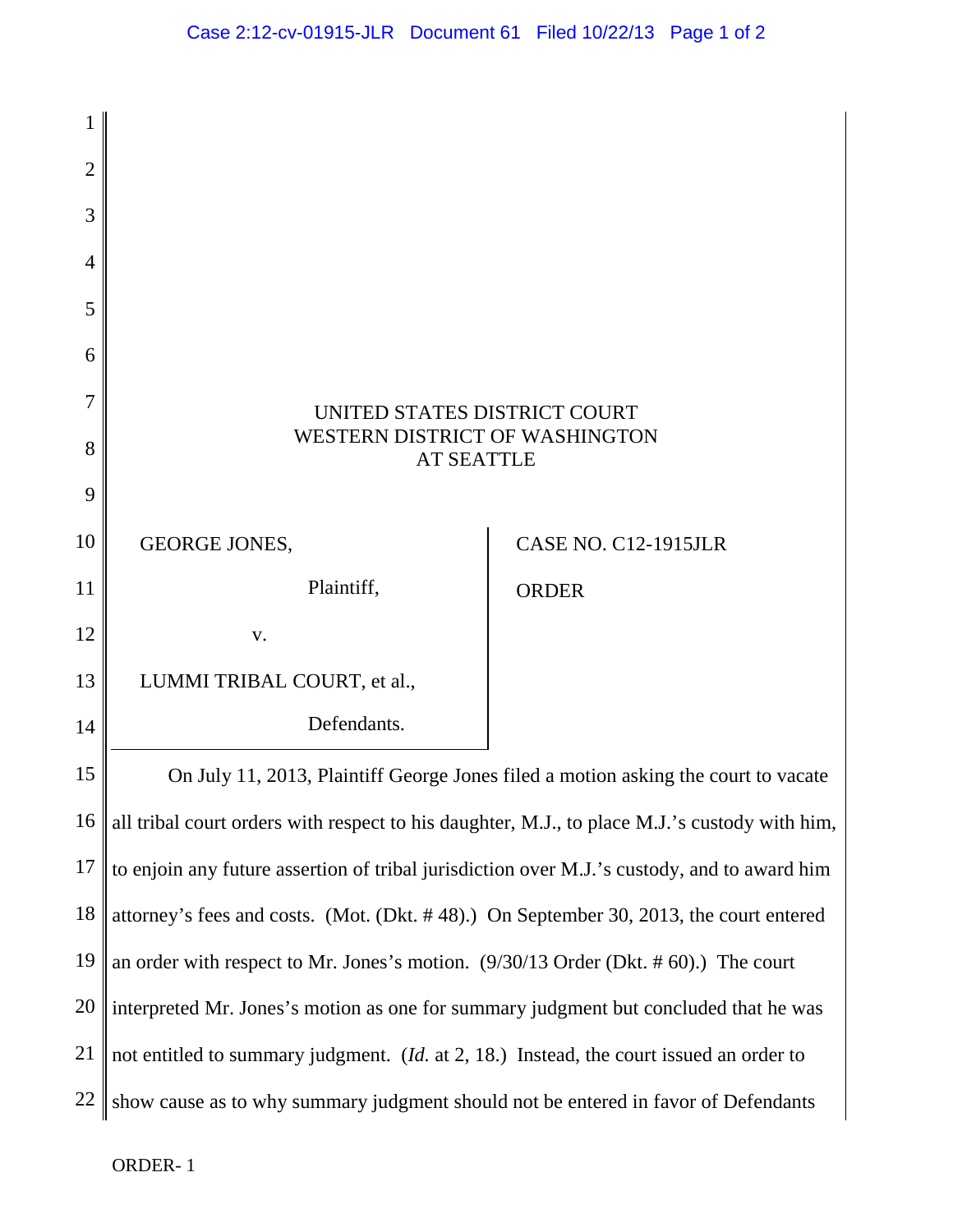UNITED STATES DISTRICT COURT
WESTERN DISTRICT OF WASHINGTON
AT SEATTLE

| | |
|---|---|
| GEORGE JONES,<br><br>Plaintiff,<br><br>v.<br><br>LUMMI TRIBAL COURT, et al.,<br><br>Defendants. | CASE NO. C12-1915JLR<br><br>ORDER |

On July 11, 2013, Plaintiff George Jones filed a motion asking the court to vacate all tribal court orders with respect to his daughter, M.J., to place M.J.'s custody with him, to enjoin any future assertion of tribal jurisdiction over M.J.'s custody, and to award him attorney's fees and costs. (Mot. (Dkt. # 48).) On September 30, 2013, the court entered an order with respect to Mr. Jones's motion. (9/30/13 Order (Dkt. # 60).) The court interpreted Mr. Jones's motion as one for summary judgment but concluded that he was not entitled to summary judgment. (*Id.* at 2, 18.) Instead, the court issued an order to show cause as to why summary judgment should not be entered in favor of Defendants

ORDER- 1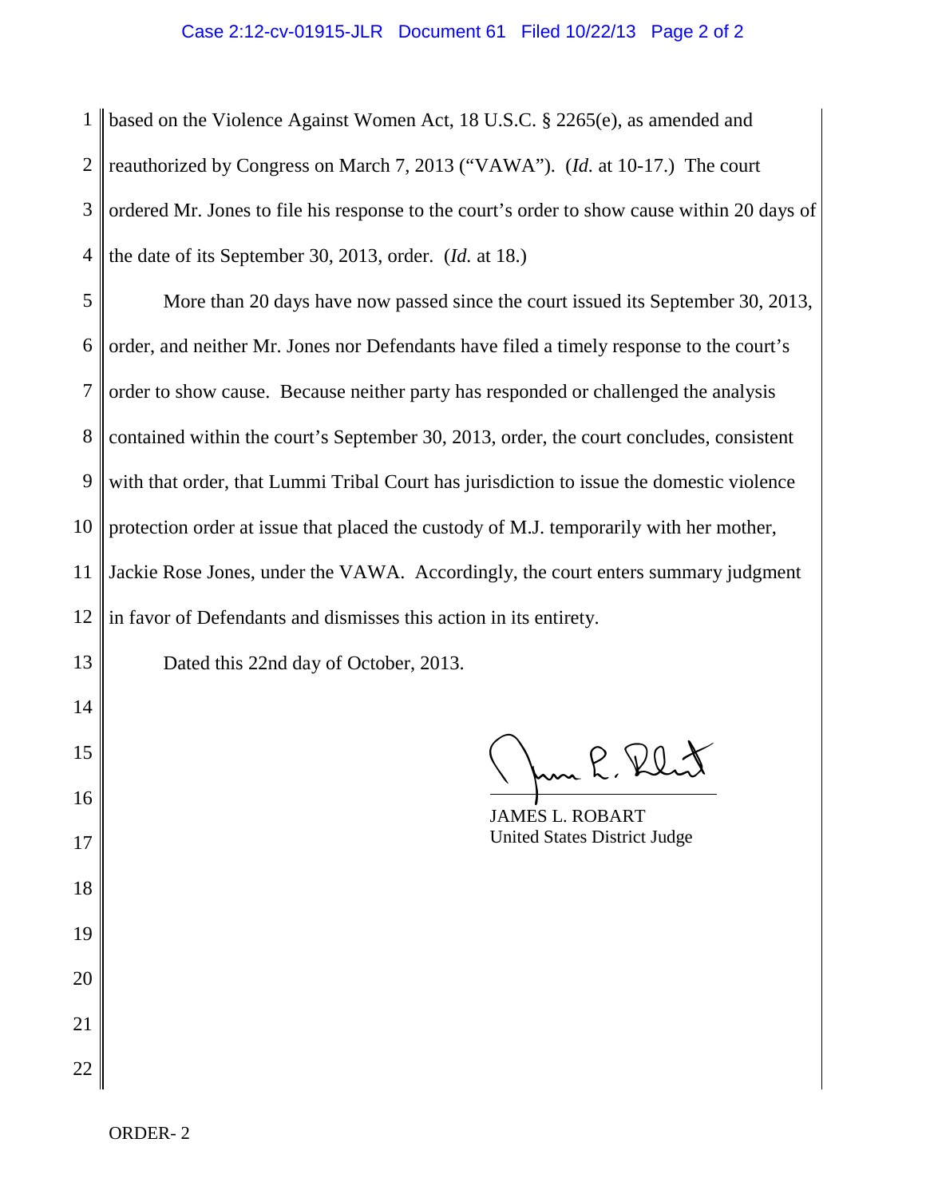based on the Violence Against Women Act, 18 U.S.C. § 2265(e), as amended and reauthorized by Congress on March 7, 2013 ("VAWA"). (*Id.* at 10-17.) The court ordered Mr. Jones to file his response to the court's order to show cause within 20 days of the date of its September 30, 2013, order. (*Id.* at 18.)

More than 20 days have now passed since the court issued its September 30, 2013, order, and neither Mr. Jones nor Defendants have filed a timely response to the court's order to show cause. Because neither party has responded or challenged the analysis contained within the court's September 30, 2013, order, the court concludes, consistent with that order, that Lummi Tribal Court has jurisdiction to issue the domestic violence protection order at issue that placed the custody of M.J. temporarily with her mother, Jackie Rose Jones, under the VAWA. Accordingly, the court enters summary judgment in favor of Defendants and dismisses this action in its entirety.

Dated this 22nd day of October, 2013.

JAMES L. ROBART
United States District Judge

ORDER- 2